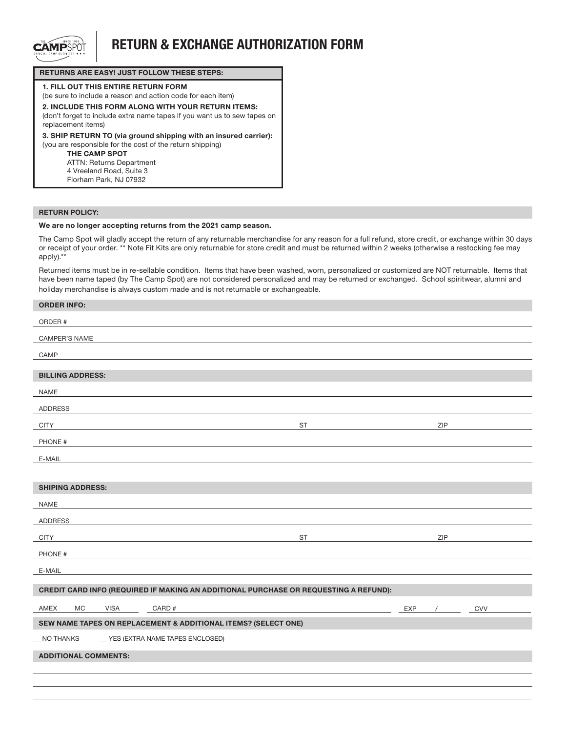# RETURN & EXCHANGE AUTHORIZATION FORM

**RETURNS ARE EASY! JUST FOLLOW THESE STEPS:**

**1. FILL OUT THIS ENTIRE RETURN FORM**
(be sure to include a reason and action code for each item)

**2. INCLUDE THIS FORM ALONG WITH YOUR RETURN ITEMS:**
(don't forget to include extra name tapes if you want us to sew tapes on replacement items)

**3. SHIP RETURN TO (via ground shipping with an insured carrier):**
(you are responsible for the cost of the return shipping)

**THE CAMP SPOT**
ATTN: Returns Department
4 Vreeland Road, Suite 3
Florham Park, NJ 07932

## RETURN POLICY:

**We are no longer accepting returns from the 2021 camp season.**

The Camp Spot will gladly accept the return of any returnable merchandise for any reason for a full refund, store credit, or exchange within 30 days or receipt of your order. ** Note Fit Kits are only returnable for store credit and must be returned within 2 weeks (otherwise a restocking fee may apply).**

Returned items must be in re-sellable condition. Items that have been washed, worn, personalized or customized are NOT returnable. Items that have been name taped (by The Camp Spot) are not considered personalized and may be returned or exchanged. School spiritwear, alumni and holiday merchandise is always custom made and is not returnable or exchangeable.

## ORDER INFO:

ORDER # ______________________

CAMPER'S NAME ______________________

CAMP ______________________

## BILLING ADDRESS:

NAME ______________________

ADDRESS ______________________

CITY ______________________ ST ________ ZIP ________

PHONE # ______________________

E-MAIL ______________________

## SHIPING ADDRESS:

NAME ______________________

ADDRESS ______________________

CITY ______________________ ST ________ ZIP ________

PHONE # ______________________

E-MAIL ______________________

## CREDIT CARD INFO (REQUIRED IF MAKING AN ADDITIONAL PURCHASE OR REQUESTING A REFUND):

AMEX MC VISA CARD # ______________________ EXP ____ / ____ CVV ________

## SEW NAME TAPES ON REPLACEMENT & ADDITIONAL ITEMS? (SELECT ONE)

__ NO THANKS __ YES (EXTRA NAME TAPES ENCLOSED)

## ADDITIONAL COMMENTS:

______________________

______________________

______________________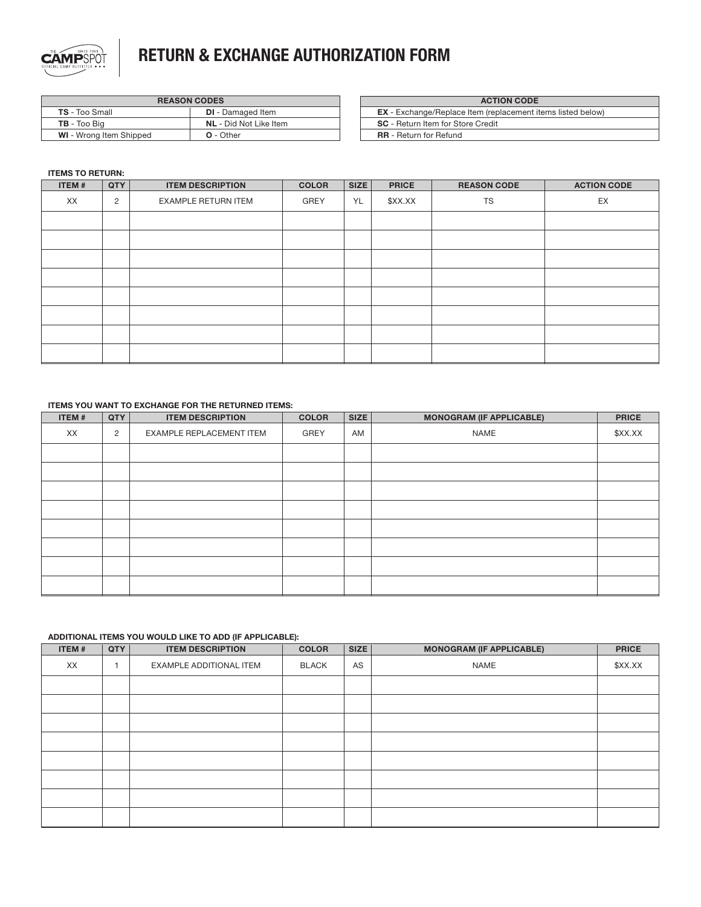# RETURN & EXCHANGE AUTHORIZATION FORM

| REASON CODES | |
|---|---|
| **TS** - Too Small | **DI** - Damaged Item |
| **TB** - Too Big | **NL** - Did Not Like Item |
| **WI** - Wrong Item Shipped | **O** - Other |

| ACTION CODE |
|---|
| **EX** - Exchange/Replace Item (replacement items listed below) |
| **SC** - Return Item for Store Credit |
| **RR** - Return for Refund |

**ITEMS TO RETURN:**

| ITEM # | QTY | ITEM DESCRIPTION | COLOR | SIZE | PRICE | REASON CODE | ACTION CODE |
|---|---|---|---|---|---|---|---|
| XX | 2 | EXAMPLE RETURN ITEM | GREY | YL | $XX.XX | TS | EX |
| | | | | | | | |
| | | | | | | | |
| | | | | | | | |
| | | | | | | | |
| | | | | | | | |
| | | | | | | | |
| | | | | | | | |
| | | | | | | | |

**ITEMS YOU WANT TO EXCHANGE FOR THE RETURNED ITEMS:**

| ITEM # | QTY | ITEM DESCRIPTION | COLOR | SIZE | MONOGRAM (IF APPLICABLE) | PRICE |
|---|---|---|---|---|---|---|
| XX | 2 | EXAMPLE REPLACEMENT ITEM | GREY | AM | NAME | $XX.XX |
| | | | | | | |
| | | | | | | |
| | | | | | | |
| | | | | | | |
| | | | | | | |
| | | | | | | |
| | | | | | | |
| | | | | | | |

**ADDITIONAL ITEMS YOU WOULD LIKE TO ADD (IF APPLICABLE):**

| ITEM # | QTY | ITEM DESCRIPTION | COLOR | SIZE | MONOGRAM (IF APPLICABLE) | PRICE |
|---|---|---|---|---|---|---|
| XX | 1 | EXAMPLE ADDITIONAL ITEM | BLACK | AS | NAME | $XX.XX |
| | | | | | | |
| | | | | | | |
| | | | | | | |
| | | | | | | |
| | | | | | | |
| | | | | | | |
| | | | | | | |
| | | | | | | |